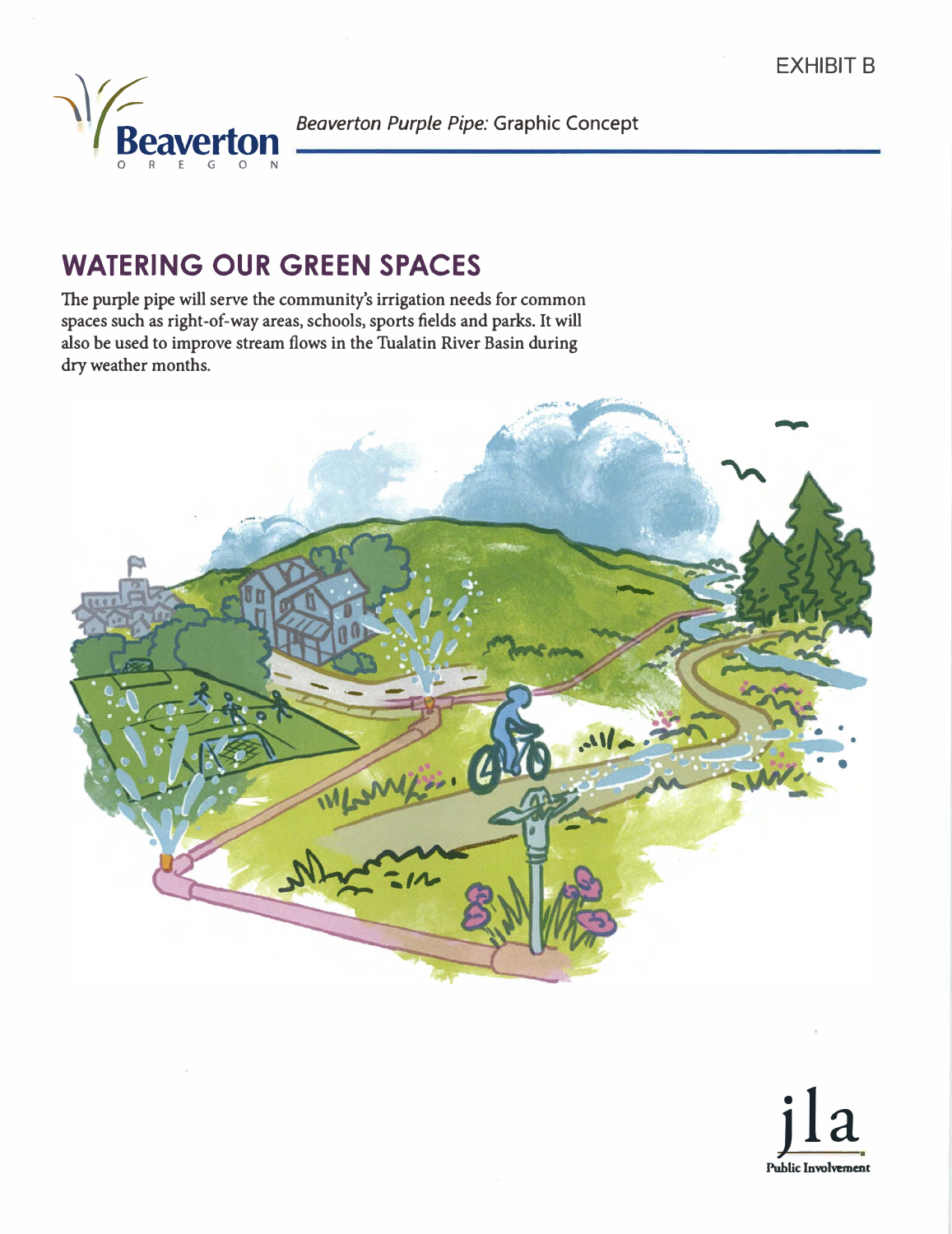EXHIBIT B

Beaverton OREGON

*Beaverton Purple Pipe:* Graphic Concept

## WATERING OUR GREEN SPACES

The purple pipe will serve the community's irrigation needs for common spaces such as right-of-way areas, schools, sports fields and parks. It will also be used to improve stream flows in the Tualatin River Basin during dry weather months.

jla Public Involvement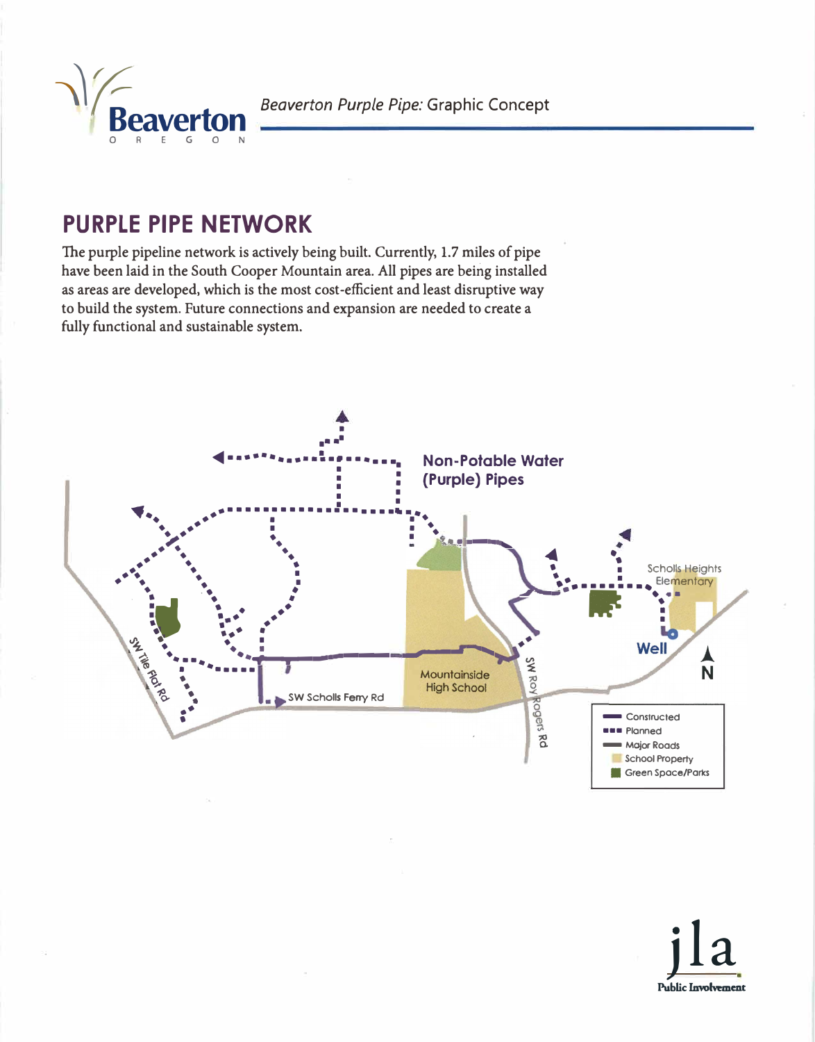## PURPLE PIPE NETWORK

The purple pipeline network is actively being built. Currently, 1.7 miles of pipe have been laid in the South Cooper Mountain area. All pipes are being installed as areas are developed, which is the most cost-efficient and least disruptive way to build the system. Future connections and expansion are needed to create a fully functional and sustainable system.

Non-Potable Water (Purple) Pipes

Scholls Heights Elementary

Well

N

SW Tile Flat Rd

SW Scholls Ferry Rd

Mountainside High School

SW Roy Rogers Rd

- Constructed
- Planned
- Major Roads
- School Property
- Green Space/Parks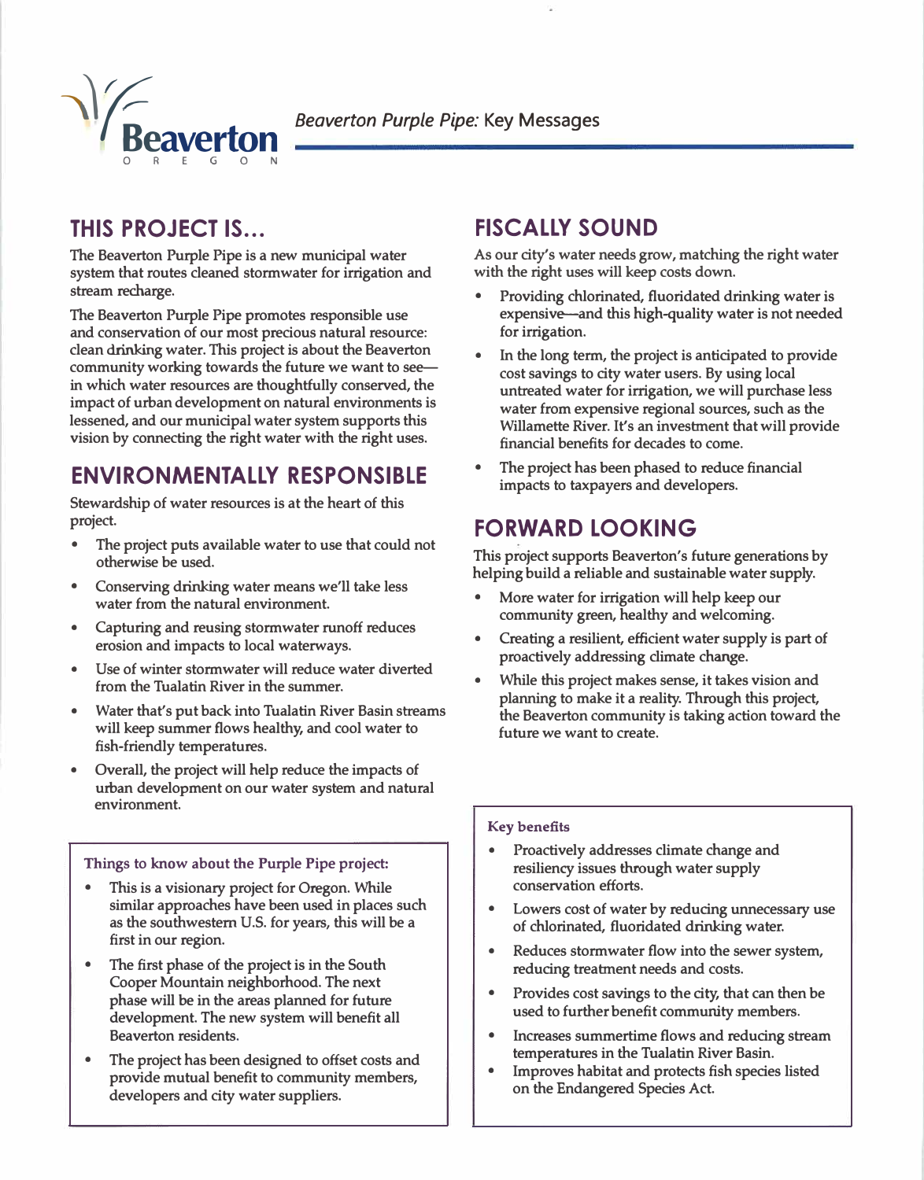# Beaverton Purple Pipe: Key Messages

## THIS PROJECT IS...

The Beaverton Purple Pipe is a new municipal water system that routes cleaned stormwater for irrigation and stream recharge.

The Beaverton Purple Pipe promotes responsible use and conservation of our most precious natural resource: clean drinking water. This project is about the Beaverton community working towards the future we want to see—in which water resources are thoughtfully conserved, the impact of urban development on natural environments is lessened, and our municipal water system supports this vision by connecting the right water with the right uses.

## ENVIRONMENTALLY RESPONSIBLE

Stewardship of water resources is at the heart of this project.

- The project puts available water to use that could not otherwise be used.
- Conserving drinking water means we'll take less water from the natural environment.
- Capturing and reusing stormwater runoff reduces erosion and impacts to local waterways.
- Use of winter stormwater will reduce water diverted from the Tualatin River in the summer.
- Water that's put back into Tualatin River Basin streams will keep summer flows healthy, and cool water to fish-friendly temperatures.
- Overall, the project will help reduce the impacts of urban development on our water system and natural environment.

### Things to know about the Purple Pipe project:

- This is a visionary project for Oregon. While similar approaches have been used in places such as the southwestern U.S. for years, this will be a first in our region.
- The first phase of the project is in the South Cooper Mountain neighborhood. The next phase will be in the areas planned for future development. The new system will benefit all Beaverton residents.
- The project has been designed to offset costs and provide mutual benefit to community members, developers and city water suppliers.

## FISCALLY SOUND

As our city's water needs grow, matching the right water with the right uses will keep costs down.

- Providing chlorinated, fluoridated drinking water is expensive—and this high-quality water is not needed for irrigation.
- In the long term, the project is anticipated to provide cost savings to city water users. By using local untreated water for irrigation, we will purchase less water from expensive regional sources, such as the Willamette River. It's an investment that will provide financial benefits for decades to come.
- The project has been phased to reduce financial impacts to taxpayers and developers.

## FORWARD LOOKING

This project supports Beaverton's future generations by helping build a reliable and sustainable water supply.

- More water for irrigation will help keep our community green, healthy and welcoming.
- Creating a resilient, efficient water supply is part of proactively addressing climate change.
- While this project makes sense, it takes vision and planning to make it a reality. Through this project, the Beaverton community is taking action toward the future we want to create.

### Key benefits

- Proactively addresses climate change and resiliency issues through water supply conservation efforts.
- Lowers cost of water by reducing unnecessary use of chlorinated, fluoridated drinking water.
- Reduces stormwater flow into the sewer system, reducing treatment needs and costs.
- Provides cost savings to the city, that can then be used to further benefit community members.
- Increases summertime flows and reducing stream temperatures in the Tualatin River Basin.
- Improves habitat and protects fish species listed on the Endangered Species Act.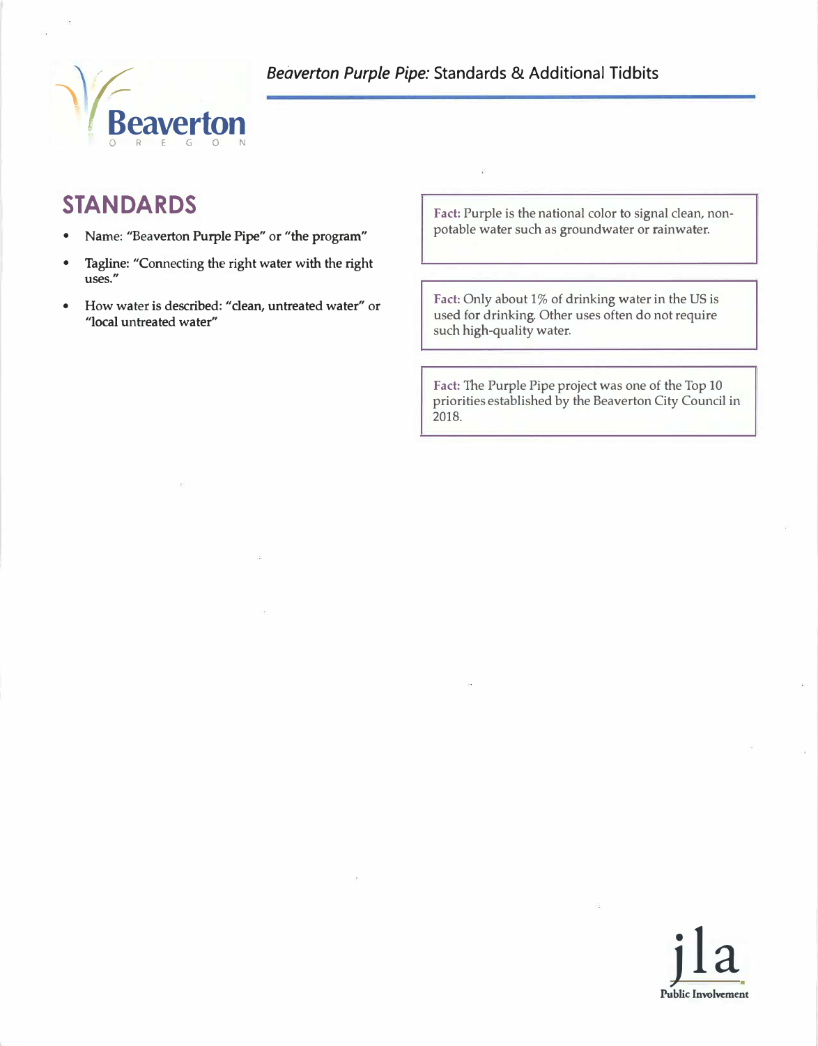*Beaverton Purple Pipe:* Standards & Additional Tidbits

## STANDARDS

- Name: "Beaverton Purple Pipe" or "the program"
- Tagline: "Connecting the right water with the right uses."
- How water is described: "clean, untreated water" or "local untreated water"

Fact: Purple is the national color to signal clean, non-potable water such as groundwater or rainwater.

Fact: Only about 1% of drinking water in the US is used for drinking. Other uses often do not require such high-quality water.

Fact: The Purple Pipe project was one of the Top 10 priorities established by the Beaverton City Council in 2018.

jla Public Involvement